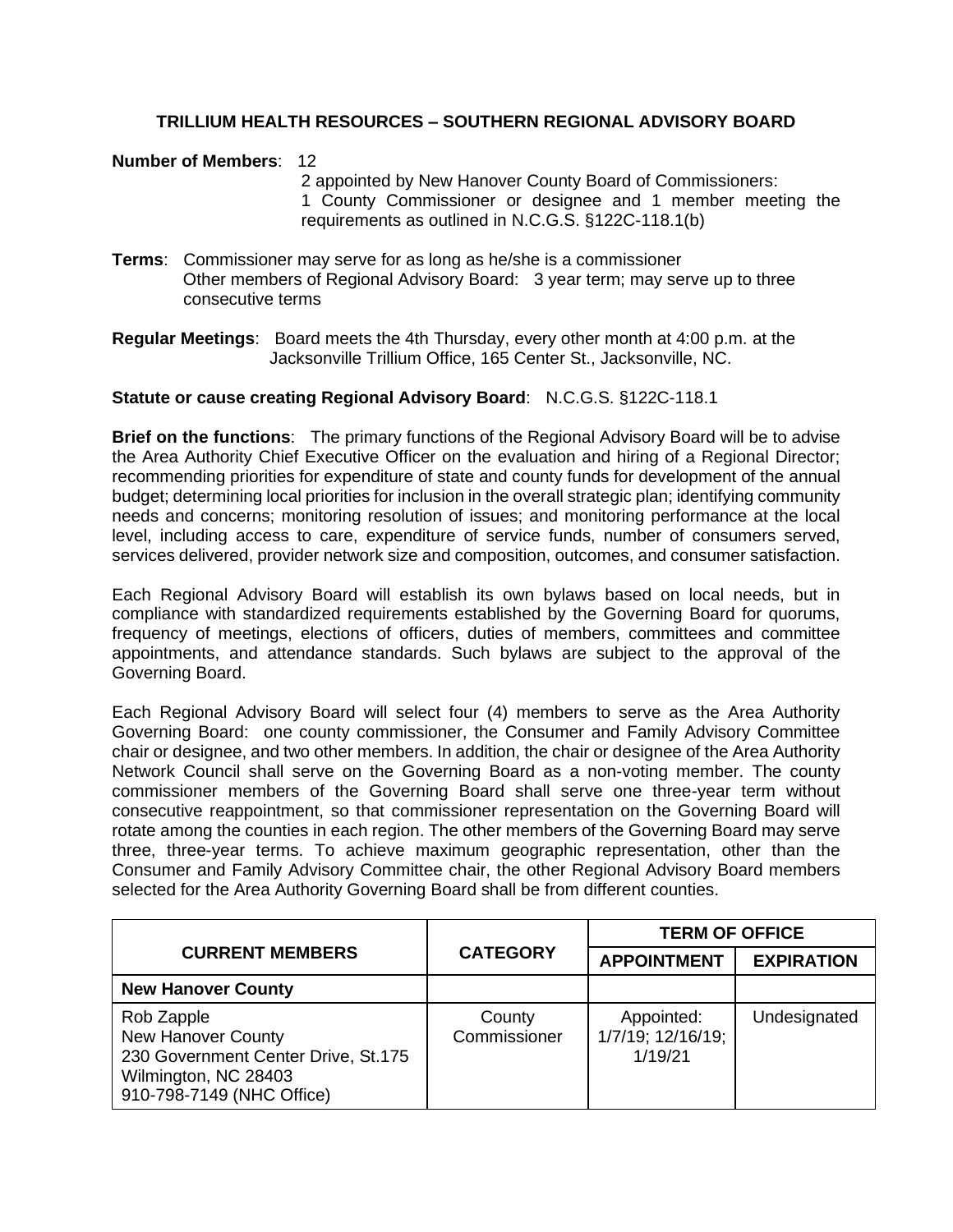# TRILLIUM HEALTH RESOURCES – SOUTHERN REGIONAL ADVISORY BOARD

**Number of Members**: 12

2 appointed by New Hanover County Board of Commissioners:
1 County Commissioner or designee and 1 member meeting the requirements as outlined in N.C.G.S. §122C-118.1(b)

**Terms**: Commissioner may serve for as long as he/she is a commissioner
Other members of Regional Advisory Board: 3 year term; may serve up to three consecutive terms

**Regular Meetings**: Board meets the 4th Thursday, every other month at 4:00 p.m. at the Jacksonville Trillium Office, 165 Center St., Jacksonville, NC.

**Statute or cause creating Regional Advisory Board**: N.C.G.S. §122C-118.1

**Brief on the functions**: The primary functions of the Regional Advisory Board will be to advise the Area Authority Chief Executive Officer on the evaluation and hiring of a Regional Director; recommending priorities for expenditure of state and county funds for development of the annual budget; determining local priorities for inclusion in the overall strategic plan; identifying community needs and concerns; monitoring resolution of issues; and monitoring performance at the local level, including access to care, expenditure of service funds, number of consumers served, services delivered, provider network size and composition, outcomes, and consumer satisfaction.

Each Regional Advisory Board will establish its own bylaws based on local needs, but in compliance with standardized requirements established by the Governing Board for quorums, frequency of meetings, elections of officers, duties of members, committees and committee appointments, and attendance standards. Such bylaws are subject to the approval of the Governing Board.

Each Regional Advisory Board will select four (4) members to serve as the Area Authority Governing Board: one county commissioner, the Consumer and Family Advisory Committee chair or designee, and two other members. In addition, the chair or designee of the Area Authority Network Council shall serve on the Governing Board as a non-voting member. The county commissioner members of the Governing Board shall serve one three-year term without consecutive reappointment, so that commissioner representation on the Governing Board will rotate among the counties in each region. The other members of the Governing Board may serve three, three-year terms. To achieve maximum geographic representation, other than the Consumer and Family Advisory Committee chair, the other Regional Advisory Board members selected for the Area Authority Governing Board shall be from different counties.

| CURRENT MEMBERS | CATEGORY | TERM OF OFFICE | |
|---|---|---|---|
| | | APPOINTMENT | EXPIRATION |
| **New Hanover County** | | | |
| Rob Zapple<br>New Hanover County<br>230 Government Center Drive, St.175<br>Wilmington, NC 28403<br>910-798-7149 (NHC Office) | County Commissioner | Appointed: 1/7/19; 12/16/19; 1/19/21 | Undesignated |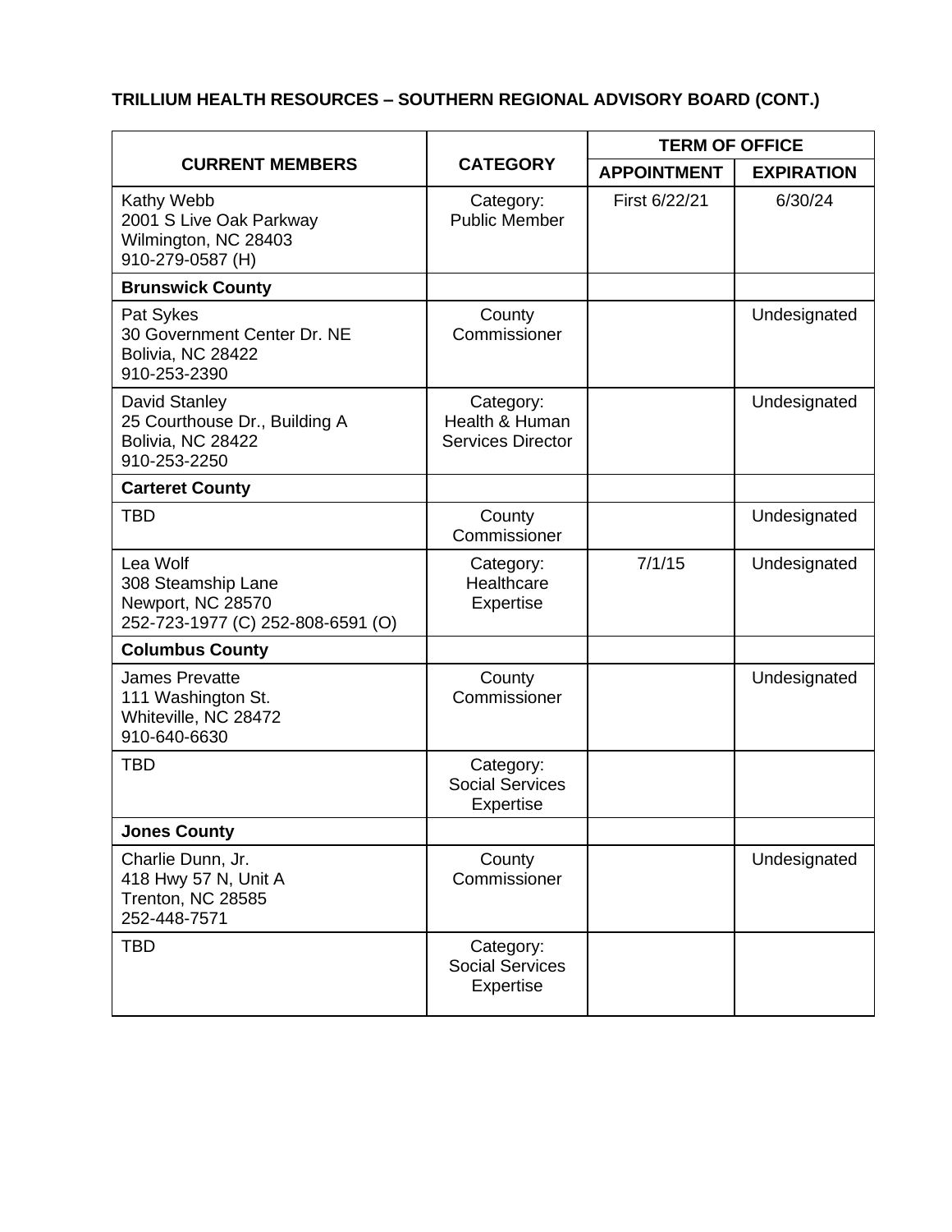**TRILLIUM HEALTH RESOURCES – SOUTHERN REGIONAL ADVISORY BOARD (CONT.)**

| CURRENT MEMBERS | CATEGORY | TERM OF OFFICE | |
|---|---|---|---|
| | | APPOINTMENT | EXPIRATION |
| Kathy Webb<br>2001 S Live Oak Parkway<br>Wilmington, NC 28403<br>910-279-0587 (H) | Category:<br>Public Member | First 6/22/21 | 6/30/24 |
| **Brunswick County** | | | |
| Pat Sykes<br>30 Government Center Dr. NE<br>Bolivia, NC 28422<br>910-253-2390 | County Commissioner | | Undesignated |
| David Stanley<br>25 Courthouse Dr., Building A<br>Bolivia, NC 28422<br>910-253-2250 | Category:<br>Health & Human Services Director | | Undesignated |
| **Carteret County** | | | |
| TBD | County Commissioner | | Undesignated |
| Lea Wolf<br>308 Steamship Lane<br>Newport, NC 28570<br>252-723-1977 (C) 252-808-6591 (O) | Category:<br>Healthcare Expertise | 7/1/15 | Undesignated |
| **Columbus County** | | | |
| James Prevatte<br>111 Washington St.<br>Whiteville, NC 28472<br>910-640-6630 | County Commissioner | | Undesignated |
| TBD | Category:<br>Social Services Expertise | | |
| **Jones County** | | | |
| Charlie Dunn, Jr.<br>418 Hwy 57 N, Unit A<br>Trenton, NC 28585<br>252-448-7571 | County Commissioner | | Undesignated |
| TBD | Category:<br>Social Services Expertise | | |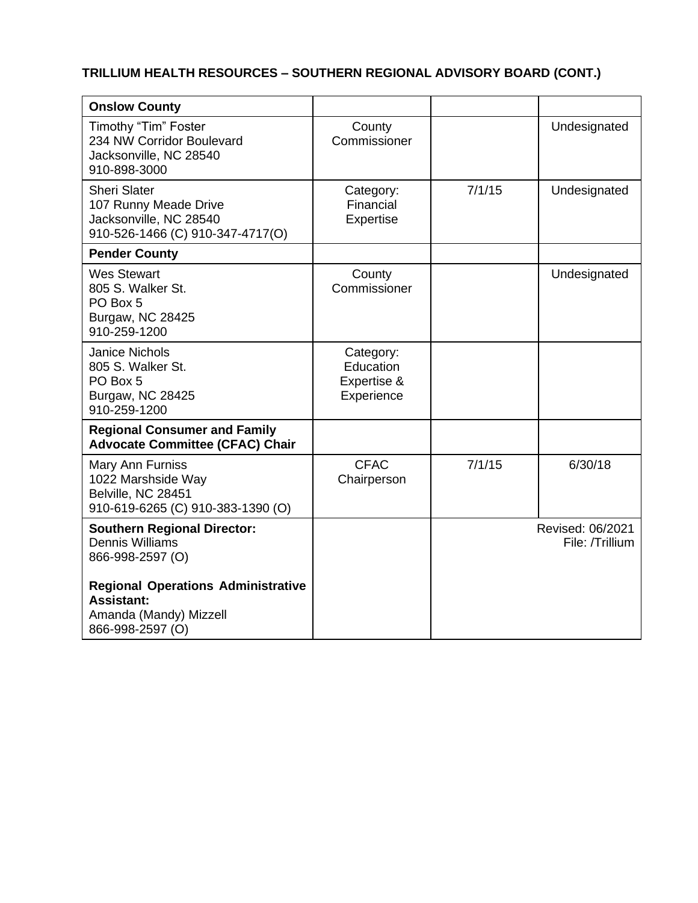**TRILLIUM HEALTH RESOURCES – SOUTHERN REGIONAL ADVISORY BOARD (CONT.)**

| | | | |
|---|---|---|---|
| **Onslow County** | | | |
| Timothy "Tim" Foster<br>234 NW Corridor Boulevard<br>Jacksonville, NC 28540<br>910-898-3000 | County Commissioner | | Undesignated |
| Sheri Slater<br>107 Runny Meade Drive<br>Jacksonville, NC 28540<br>910-526-1466 (C) 910-347-4717(O) | Category: Financial Expertise | 7/1/15 | Undesignated |
| **Pender County** | | | |
| Wes Stewart<br>805 S. Walker St.<br>PO Box 5<br>Burgaw, NC 28425<br>910-259-1200 | County Commissioner | | Undesignated |
| Janice Nichols<br>805 S. Walker St.<br>PO Box 5<br>Burgaw, NC 28425<br>910-259-1200 | Category: Education Expertise & Experience | | |
| **Regional Consumer and Family Advocate Committee (CFAC) Chair** | | | |
| Mary Ann Furniss<br>1022 Marshside Way<br>Belville, NC 28451<br>910-619-6265 (C) 910-383-1390 (O) | CFAC Chairperson | 7/1/15 | 6/30/18 |
| **Southern Regional Director:**<br>Dennis Williams<br>866-998-2597 (O)<br><br>**Regional Operations Administrative Assistant:**<br>Amanda (Mandy) Mizzell<br>866-998-2597 (O) | | Revised: 06/2021<br>File: /Trillium | |